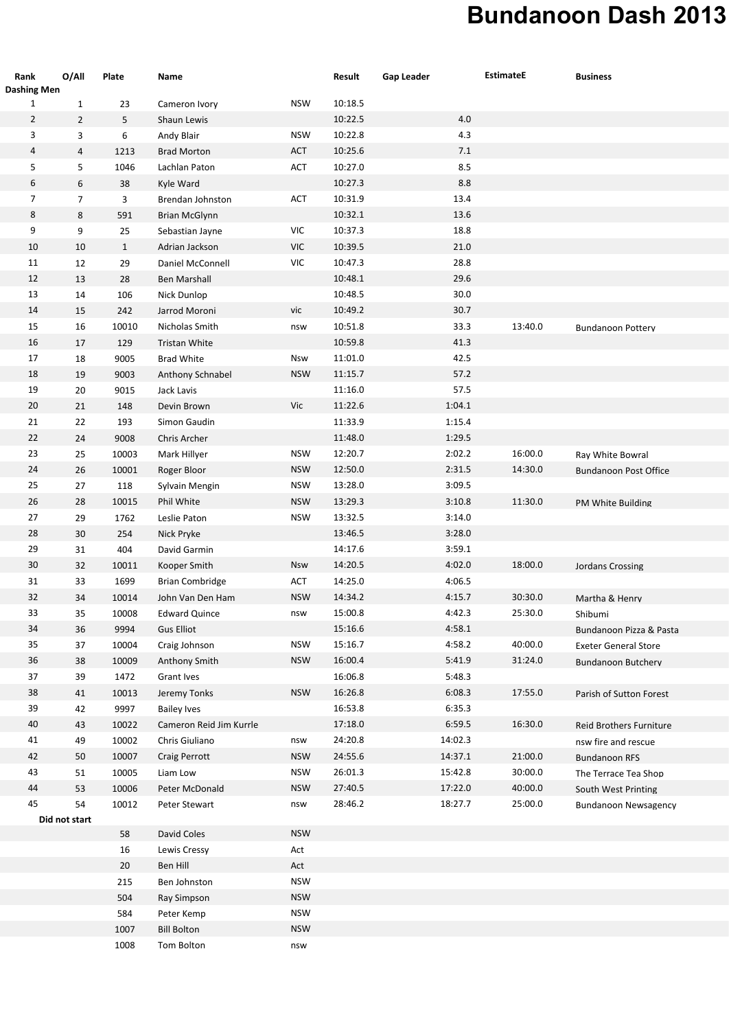# Bundanoon Dash 2013

| Rank | O/All | Plate | Name | | Result | Gap Leader | EstimateE | Business |
|---|---|---|---|---|---|---|---|---|
| **Dashing Men** | | | | | | | | |
| 1 | 1 | 23 | Cameron Ivory | NSW | 10:18.5 | | | |
| 2 | 2 | 5 | Shaun Lewis | | 10:22.5 | 4.0 | | |
| 3 | 3 | 6 | Andy Blair | NSW | 10:22.8 | 4.3 | | |
| 4 | 4 | 1213 | Brad Morton | ACT | 10:25.6 | 7.1 | | |
| 5 | 5 | 1046 | Lachlan Paton | ACT | 10:27.0 | 8.5 | | |
| 6 | 6 | 38 | Kyle Ward | | 10:27.3 | 8.8 | | |
| 7 | 7 | 3 | Brendan Johnston | ACT | 10:31.9 | 13.4 | | |
| 8 | 8 | 591 | Brian McGlynn | | 10:32.1 | 13.6 | | |
| 9 | 9 | 25 | Sebastian Jayne | VIC | 10:37.3 | 18.8 | | |
| 10 | 10 | 1 | Adrian Jackson | VIC | 10:39.5 | 21.0 | | |
| 11 | 12 | 29 | Daniel McConnell | VIC | 10:47.3 | 28.8 | | |
| 12 | 13 | 28 | Ben Marshall | | 10:48.1 | 29.6 | | |
| 13 | 14 | 106 | Nick Dunlop | | 10:48.5 | 30.0 | | |
| 14 | 15 | 242 | Jarrod Moroni | vic | 10:49.2 | 30.7 | | |
| 15 | 16 | 10010 | Nicholas Smith | nsw | 10:51.8 | 33.3 | 13:40.0 | Bundanoon Pottery |
| 16 | 17 | 129 | Tristan White | | 10:59.8 | 41.3 | | |
| 17 | 18 | 9005 | Brad White | Nsw | 11:01.0 | 42.5 | | |
| 18 | 19 | 9003 | Anthony Schnabel | NSW | 11:15.7 | 57.2 | | |
| 19 | 20 | 9015 | Jack Lavis | | 11:16.0 | 57.5 | | |
| 20 | 21 | 148 | Devin Brown | Vic | 11:22.6 | 1:04.1 | | |
| 21 | 22 | 193 | Simon Gaudin | | 11:33.9 | 1:15.4 | | |
| 22 | 24 | 9008 | Chris Archer | | 11:48.0 | 1:29.5 | | |
| 23 | 25 | 10003 | Mark Hillyer | NSW | 12:20.7 | 2:02.2 | 16:00.0 | Ray White Bowral |
| 24 | 26 | 10001 | Roger Bloor | NSW | 12:50.0 | 2:31.5 | 14:30.0 | Bundanoon Post Office |
| 25 | 27 | 118 | Sylvain Mengin | NSW | 13:28.0 | 3:09.5 | | |
| 26 | 28 | 10015 | Phil White | NSW | 13:29.3 | 3:10.8 | 11:30.0 | PM White Building |
| 27 | 29 | 1762 | Leslie Paton | NSW | 13:32.5 | 3:14.0 | | |
| 28 | 30 | 254 | Nick Pryke | | 13:46.5 | 3:28.0 | | |
| 29 | 31 | 404 | David Garmin | | 14:17.6 | 3:59.1 | | |
| 30 | 32 | 10011 | Kooper Smith | Nsw | 14:20.5 | 4:02.0 | 18:00.0 | Jordans Crossing |
| 31 | 33 | 1699 | Brian Combridge | ACT | 14:25.0 | 4:06.5 | | |
| 32 | 34 | 10014 | John Van Den Ham | NSW | 14:34.2 | 4:15.7 | 30:30.0 | Martha & Henry |
| 33 | 35 | 10008 | Edward Quince | nsw | 15:00.8 | 4:42.3 | 25:30.0 | Shibumi |
| 34 | 36 | 9994 | Gus Elliot | | 15:16.6 | 4:58.1 | | Bundanoon Pizza & Pasta |
| 35 | 37 | 10004 | Craig Johnson | NSW | 15:16.7 | 4:58.2 | 40:00.0 | Exeter General Store |
| 36 | 38 | 10009 | Anthony Smith | NSW | 16:00.4 | 5:41.9 | 31:24.0 | Bundanoon Butchery |
| 37 | 39 | 1472 | Grant Ives | | 16:06.8 | 5:48.3 | | |
| 38 | 41 | 10013 | Jeremy Tonks | NSW | 16:26.8 | 6:08.3 | 17:55.0 | Parish of Sutton Forest |
| 39 | 42 | 9997 | Bailey Ives | | 16:53.8 | 6:35.3 | | |
| 40 | 43 | 10022 | Cameron Reid Jim Kurrle | | 17:18.0 | 6:59.5 | 16:30.0 | Reid Brothers Furniture |
| 41 | 49 | 10002 | Chris Giuliano | nsw | 24:20.8 | 14:02.3 | | nsw fire and rescue |
| 42 | 50 | 10007 | Craig Perrott | NSW | 24:55.6 | 14:37.1 | 21:00.0 | Bundanoon RFS |
| 43 | 51 | 10005 | Liam Low | NSW | 26:01.3 | 15:42.8 | 30:00.0 | The Terrace Tea Shop |
| 44 | 53 | 10006 | Peter McDonald | NSW | 27:40.5 | 17:22.0 | 40:00.0 | South West Printing |
| 45 | 54 | 10012 | Peter Stewart | nsw | 28:46.2 | 18:27.7 | 25:00.0 | Bundanoon Newsagency |
| **Did not start** | | | | | | | | |
| | | 58 | David Coles | NSW | | | | |
| | | 16 | Lewis Cressy | Act | | | | |
| | | 20 | Ben Hill | Act | | | | |
| | | 215 | Ben Johnston | NSW | | | | |
| | | 504 | Ray Simpson | NSW | | | | |
| | | 584 | Peter Kemp | NSW | | | | |
| | | 1007 | Bill Bolton | NSW | | | | |
| | | 1008 | Tom Bolton | nsw | | | | |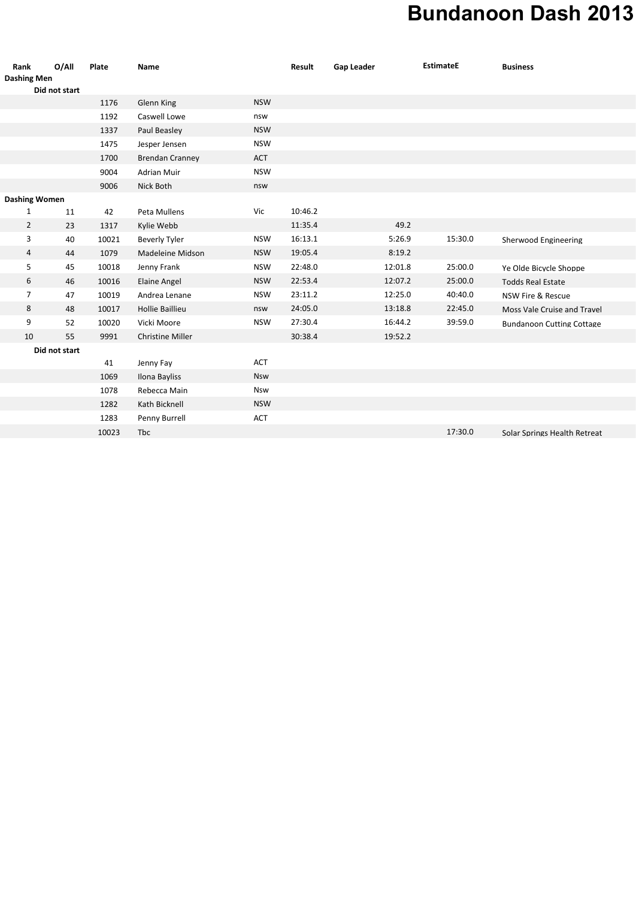// Bundanoon Dash 2013

| Rank | O/All | Plate | Name | | Result | Gap Leader | EstimateE | Business |
|---|---|---|---|---|---|---|---|---|
| **Dashing Men** | | | | | | | | |
| | **Did not start** | | | | | | | |
| | | 1176 | Glenn King | NSW | | | | |
| | | 1192 | Caswell Lowe | nsw | | | | |
| | | 1337 | Paul Beasley | NSW | | | | |
| | | 1475 | Jesper Jensen | NSW | | | | |
| | | 1700 | Brendan Cranney | ACT | | | | |
| | | 9004 | Adrian Muir | NSW | | | | |
| | | 9006 | Nick Both | nsw | | | | |
| **Dashing Women** | | | | | | | | |
| 1 | 11 | 42 | Peta Mullens | Vic | 10:46.2 | | | |
| 2 | 23 | 1317 | Kylie Webb | | 11:35.4 | 49.2 | | |
| 3 | 40 | 10021 | Beverly Tyler | NSW | 16:13.1 | 5:26.9 | 15:30.0 | Sherwood Engineering |
| 4 | 44 | 1079 | Madeleine Midson | NSW | 19:05.4 | 8:19.2 | | |
| 5 | 45 | 10018 | Jenny Frank | NSW | 22:48.0 | 12:01.8 | 25:00.0 | Ye Olde Bicycle Shoppe |
| 6 | 46 | 10016 | Elaine Angel | NSW | 22:53.4 | 12:07.2 | 25:00.0 | Todds Real Estate |
| 7 | 47 | 10019 | Andrea Lenane | NSW | 23:11.2 | 12:25.0 | 40:40.0 | NSW Fire & Rescue |
| 8 | 48 | 10017 | Hollie Baillieu | nsw | 24:05.0 | 13:18.8 | 22:45.0 | Moss Vale Cruise and Travel |
| 9 | 52 | 10020 | Vicki Moore | NSW | 27:30.4 | 16:44.2 | 39:59.0 | Bundanoon Cutting Cottage |
| 10 | 55 | 9991 | Christine Miller | | 30:38.4 | 19:52.2 | | |
| | **Did not start** | | | | | | | |
| | | 41 | Jenny Fay | ACT | | | | |
| | | 1069 | Ilona Bayliss | Nsw | | | | |
| | | 1078 | Rebecca Main | Nsw | | | | |
| | | 1282 | Kath Bicknell | NSW | | | | |
| | | 1283 | Penny Burrell | ACT | | | | |
| | | 10023 | Tbc | | | | 17:30.0 | Solar Springs Health Retreat |